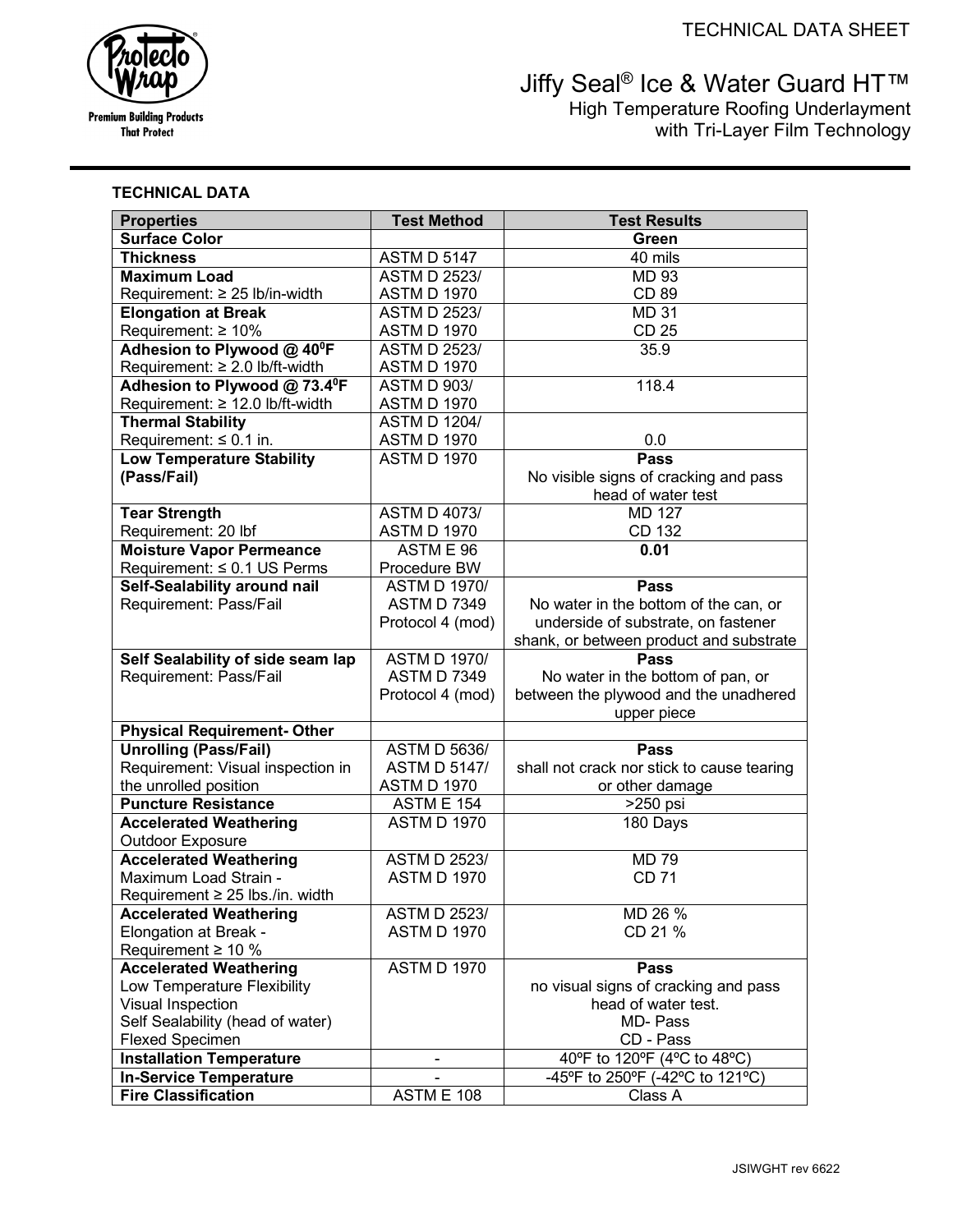TECHNICAL DATA SHEET

# Jiffy Seal® Ice & Water Guard HT™

High Temperature Roofing Underlayment with Tri-Layer Film Technology

Premium Building Products That Protect

## TECHNICAL DATA

| Properties | Test Method | Test Results |
|---|---|---|
| **Surface Color** | | **Green** |
| **Thickness** | ASTM D 5147 | 40 mils |
| **Maximum Load**<br>Requirement: ≥ 25 lb/in-width | ASTM D 2523/<br>ASTM D 1970 | MD 93<br>CD 89 |
| **Elongation at Break**<br>Requirement: ≥ 10% | ASTM D 2523/<br>ASTM D 1970 | MD 31<br>CD 25 |
| **Adhesion to Plywood @ 40⁰F**<br>Requirement: ≥ 2.0 lb/ft-width | ASTM D 2523/<br>ASTM D 1970 | 35.9 |
| **Adhesion to Plywood @ 73.4⁰F**<br>Requirement: ≥ 12.0 lb/ft-width | ASTM D 903/<br>ASTM D 1970 | 118.4 |
| **Thermal Stability**<br>Requirement: ≤ 0.1 in. | ASTM D 1204/<br>ASTM D 1970 | 0.0 |
| **Low Temperature Stability (Pass/Fail)** | ASTM D 1970 | **Pass**<br>No visible signs of cracking and pass head of water test |
| **Tear Strength**<br>Requirement: 20 lbf | ASTM D 4073/<br>ASTM D 1970 | MD 127<br>CD 132 |
| **Moisture Vapor Permeance**<br>Requirement: ≤ 0.1 US Perms | ASTM E 96<br>Procedure BW | **0.01** |
| **Self-Sealability around nail**<br>Requirement: Pass/Fail | ASTM D 1970/<br>ASTM D 7349<br>Protocol 4 (mod) | **Pass**<br>No water in the bottom of the can, or underside of substrate, on fastener shank, or between product and substrate |
| **Self Sealability of side seam lap**<br>Requirement: Pass/Fail | ASTM D 1970/<br>ASTM D 7349<br>Protocol 4 (mod) | **Pass**<br>No water in the bottom of pan, or between the plywood and the unadhered upper piece |
| **Physical Requirement- Other** | | |
| **Unrolling (Pass/Fail)**<br>Requirement: Visual inspection in the unrolled position | ASTM D 5636/<br>ASTM D 5147/<br>ASTM D 1970 | **Pass**<br>shall not crack nor stick to cause tearing or other damage |
| **Puncture Resistance** | ASTM E 154 | >250 psi |
| **Accelerated Weathering**<br>Outdoor Exposure | ASTM D 1970 | 180 Days |
| **Accelerated Weathering**<br>Maximum Load Strain - Requirement ≥ 25 lbs./in. width | ASTM D 2523/<br>ASTM D 1970 | MD 79<br>CD 71 |
| **Accelerated Weathering**<br>Elongation at Break - Requirement ≥ 10 % | ASTM D 2523/<br>ASTM D 1970 | MD 26 %<br>CD 21 % |
| **Accelerated Weathering**<br>Low Temperature Flexibility<br>Visual Inspection<br>Self Sealability (head of water)<br>Flexed Specimen | ASTM D 1970 | **Pass**<br>no visual signs of cracking and pass head of water test.<br>MD- Pass<br>CD - Pass |
| **Installation Temperature** | - | 40ºF to 120ºF (4ºC to 48ºC) |
| **In-Service Temperature** | - | -45ºF to 250ºF (-42ºC to 121ºC) |
| **Fire Classification** | ASTM E 108 | Class A |

JSIWGHT rev 6622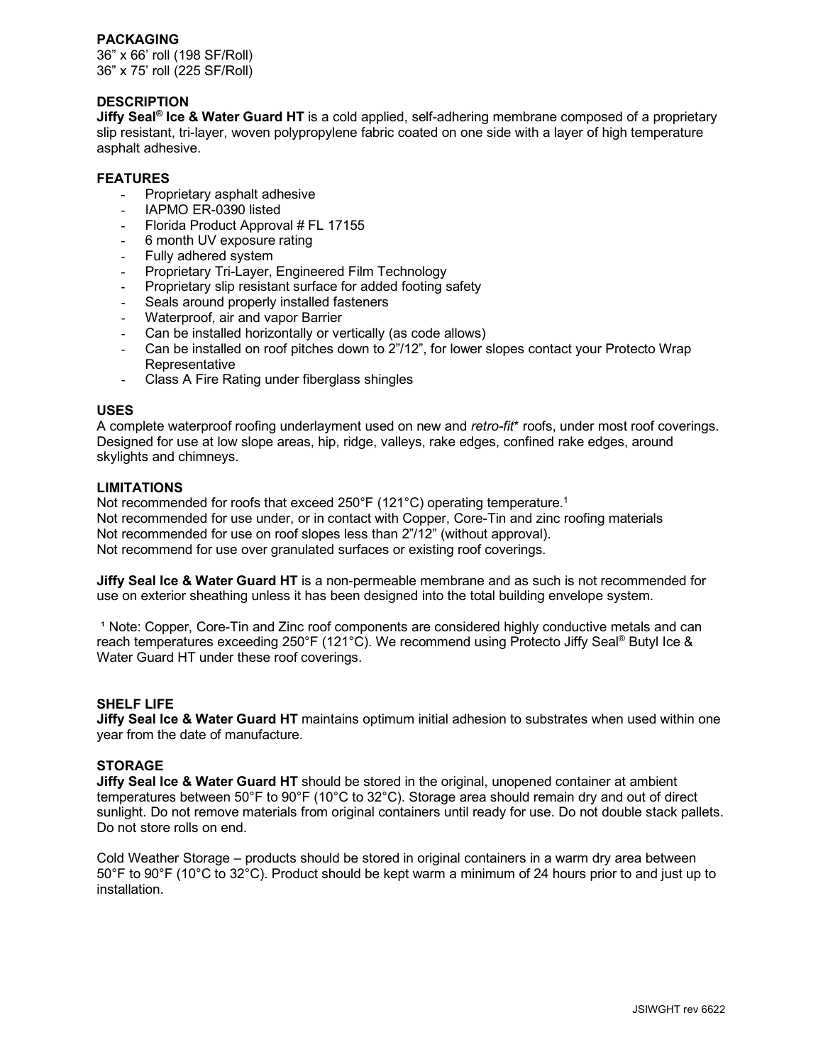## PACKAGING

36" x 66' roll (198 SF/Roll)
36" x 75' roll (225 SF/Roll)

## DESCRIPTION

**Jiffy Seal® Ice & Water Guard HT** is a cold applied, self-adhering membrane composed of a proprietary slip resistant, tri-layer, woven polypropylene fabric coated on one side with a layer of high temperature asphalt adhesive.

## FEATURES

- Proprietary asphalt adhesive
- IAPMO ER-0390 listed
- Florida Product Approval # FL 17155
- 6 month UV exposure rating
- Fully adhered system
- Proprietary Tri-Layer, Engineered Film Technology
- Proprietary slip resistant surface for added footing safety
- Seals around properly installed fasteners
- Waterproof, air and vapor Barrier
- Can be installed horizontally or vertically (as code allows)
- Can be installed on roof pitches down to 2"/12", for lower slopes contact your Protecto Wrap Representative
- Class A Fire Rating under fiberglass shingles

## USES

A complete waterproof roofing underlayment used on new and *retro-fit** roofs, under most roof coverings. Designed for use at low slope areas, hip, ridge, valleys, rake edges, confined rake edges, around skylights and chimneys.

## LIMITATIONS

Not recommended for roofs that exceed 250°F (121°C) operating temperature.[1]
Not recommended for use under, or in contact with Copper, Core-Tin and zinc roofing materials
Not recommended for use on roof slopes less than 2"/12" (without approval).
Not recommend for use over granulated surfaces or existing roof coverings.

**Jiffy Seal Ice & Water Guard HT** is a non-permeable membrane and as such is not recommended for use on exterior sheathing unless it has been designed into the total building envelope system.

[1] Note: Copper, Core-Tin and Zinc roof components are considered highly conductive metals and can reach temperatures exceeding 250°F (121°C). We recommend using Protecto Jiffy Seal® Butyl Ice & Water Guard HT under these roof coverings.

## SHELF LIFE

**Jiffy Seal Ice & Water Guard HT** maintains optimum initial adhesion to substrates when used within one year from the date of manufacture.

## STORAGE

**Jiffy Seal Ice & Water Guard HT** should be stored in the original, unopened container at ambient temperatures between 50°F to 90°F (10°C to 32°C). Storage area should remain dry and out of direct sunlight. Do not remove materials from original containers until ready for use. Do not double stack pallets. Do not store rolls on end.

Cold Weather Storage – products should be stored in original containers in a warm dry area between 50°F to 90°F (10°C to 32°C). Product should be kept warm a minimum of 24 hours prior to and just up to installation.

JSIWGHT rev 6622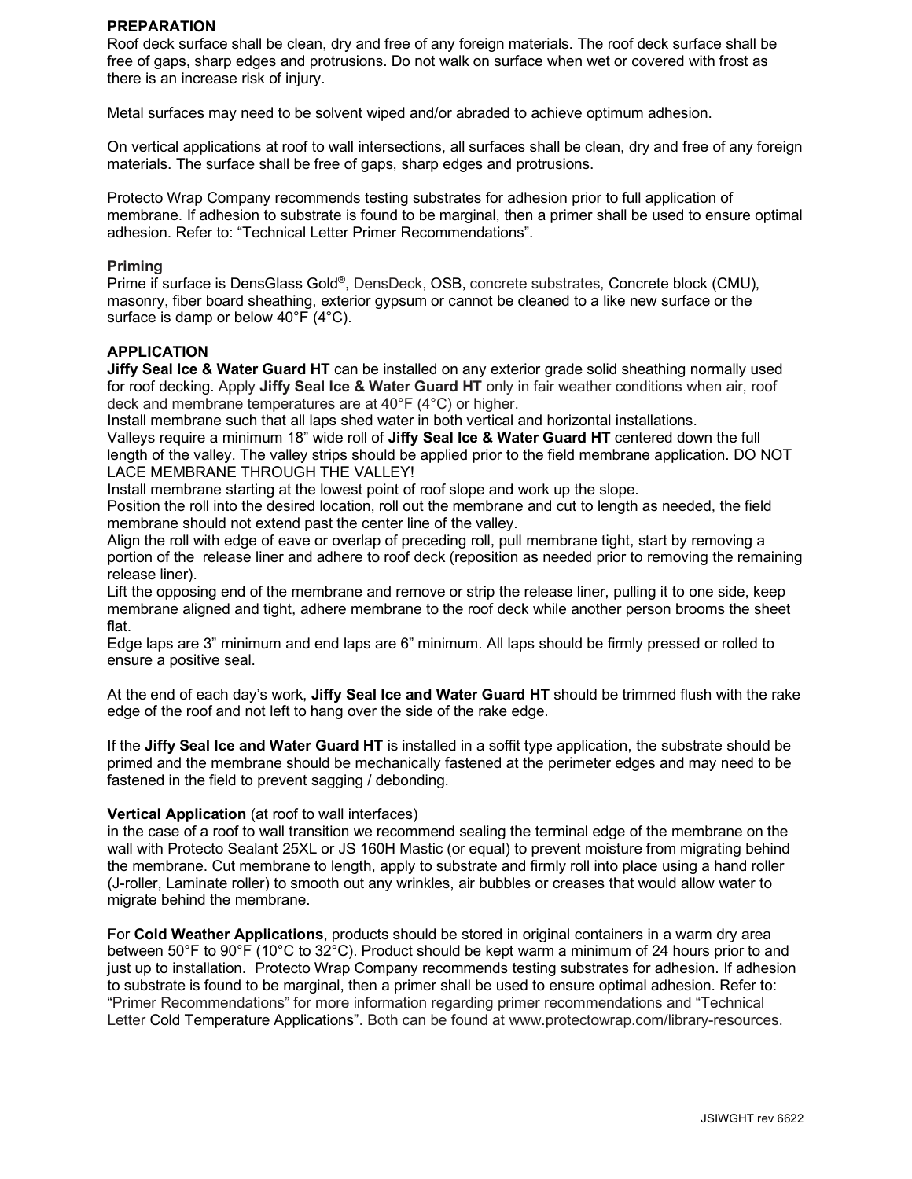**PREPARATION**

Roof deck surface shall be clean, dry and free of any foreign materials. The roof deck surface shall be free of gaps, sharp edges and protrusions. Do not walk on surface when wet or covered with frost as there is an increase risk of injury.

Metal surfaces may need to be solvent wiped and/or abraded to achieve optimum adhesion.

On vertical applications at roof to wall intersections, all surfaces shall be clean, dry and free of any foreign materials. The surface shall be free of gaps, sharp edges and protrusions.

Protecto Wrap Company recommends testing substrates for adhesion prior to full application of membrane. If adhesion to substrate is found to be marginal, then a primer shall be used to ensure optimal adhesion. Refer to: "Technical Letter Primer Recommendations".

**Priming**

Prime if surface is DensGlass Gold®, DensDeck, OSB, concrete substrates, Concrete block (CMU), masonry, fiber board sheathing, exterior gypsum or cannot be cleaned to a like new surface or the surface is damp or below 40°F (4°C).

**APPLICATION**

**Jiffy Seal Ice & Water Guard HT** can be installed on any exterior grade solid sheathing normally used for roof decking. Apply **Jiffy Seal Ice & Water Guard HT** only in fair weather conditions when air, roof deck and membrane temperatures are at 40°F (4°C) or higher.

Install membrane such that all laps shed water in both vertical and horizontal installations.

Valleys require a minimum 18" wide roll of **Jiffy Seal Ice & Water Guard HT** centered down the full length of the valley. The valley strips should be applied prior to the field membrane application. DO NOT LACE MEMBRANE THROUGH THE VALLEY!

Install membrane starting at the lowest point of roof slope and work up the slope.

Position the roll into the desired location, roll out the membrane and cut to length as needed, the field membrane should not extend past the center line of the valley.

Align the roll with edge of eave or overlap of preceding roll, pull membrane tight, start by removing a portion of the release liner and adhere to roof deck (reposition as needed prior to removing the remaining release liner).

Lift the opposing end of the membrane and remove or strip the release liner, pulling it to one side, keep membrane aligned and tight, adhere membrane to the roof deck while another person brooms the sheet flat.

Edge laps are 3" minimum and end laps are 6" minimum. All laps should be firmly pressed or rolled to ensure a positive seal.

At the end of each day's work, **Jiffy Seal Ice and Water Guard HT** should be trimmed flush with the rake edge of the roof and not left to hang over the side of the rake edge.

If the **Jiffy Seal Ice and Water Guard HT** is installed in a soffit type application, the substrate should be primed and the membrane should be mechanically fastened at the perimeter edges and may need to be fastened in the field to prevent sagging / debonding.

**Vertical Application** (at roof to wall interfaces)

in the case of a roof to wall transition we recommend sealing the terminal edge of the membrane on the wall with Protecto Sealant 25XL or JS 160H Mastic (or equal) to prevent moisture from migrating behind the membrane. Cut membrane to length, apply to substrate and firmly roll into place using a hand roller (J-roller, Laminate roller) to smooth out any wrinkles, air bubbles or creases that would allow water to migrate behind the membrane.

For **Cold Weather Applications**, products should be stored in original containers in a warm dry area between 50°F to 90°F (10°C to 32°C). Product should be kept warm a minimum of 24 hours prior to and just up to installation. Protecto Wrap Company recommends testing substrates for adhesion. If adhesion to substrate is found to be marginal, then a primer shall be used to ensure optimal adhesion. Refer to: "Primer Recommendations" for more information regarding primer recommendations and "Technical Letter Cold Temperature Applications". Both can be found at www.protectowrap.com/library-resources.

JSIWGHT rev 6622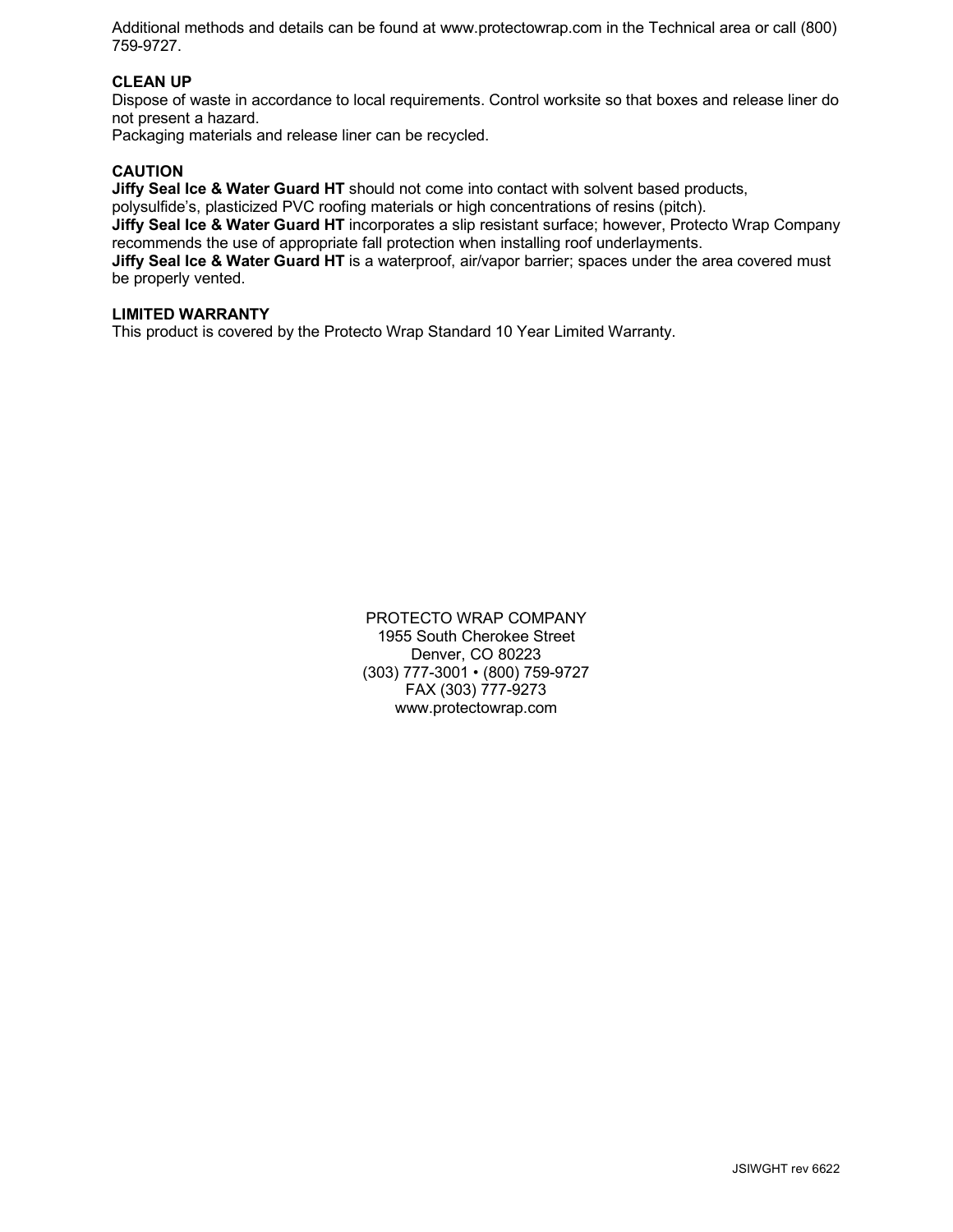Additional methods and details can be found at www.protectowrap.com in the Technical area or call (800) 759-9727.

## CLEAN UP

Dispose of waste in accordance to local requirements. Control worksite so that boxes and release liner do not present a hazard.

Packaging materials and release liner can be recycled.

## CAUTION

**Jiffy Seal Ice & Water Guard HT** should not come into contact with solvent based products, polysulfide's, plasticized PVC roofing materials or high concentrations of resins (pitch).

**Jiffy Seal Ice & Water Guard HT** incorporates a slip resistant surface; however, Protecto Wrap Company recommends the use of appropriate fall protection when installing roof underlayments.

**Jiffy Seal Ice & Water Guard HT** is a waterproof, air/vapor barrier; spaces under the area covered must be properly vented.

## LIMITED WARRANTY

This product is covered by the Protecto Wrap Standard 10 Year Limited Warranty.

PROTECTO WRAP COMPANY
1955 South Cherokee Street
Denver, CO 80223
(303) 777-3001 • (800) 759-9727
FAX (303) 777-9273
www.protectowrap.com

JSIWGHT rev 6622